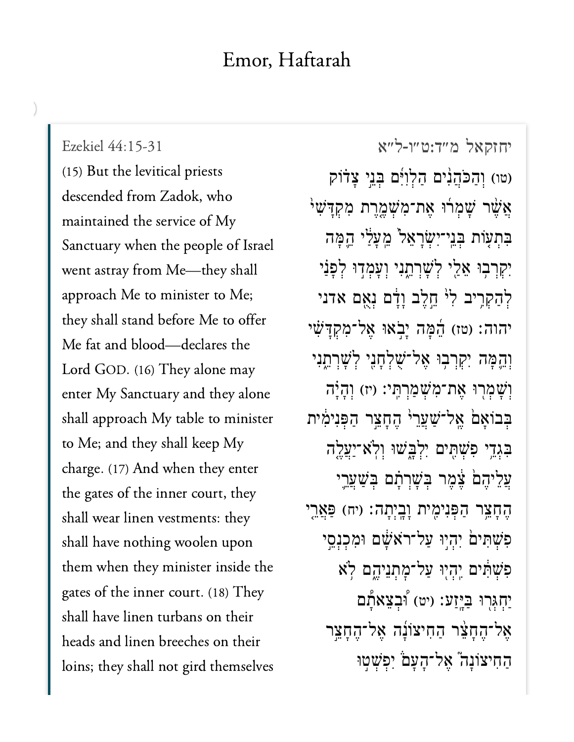# Emor, Haftarah

Ezekiel 44:15-31

(15) But the levitical priests descended from Zadok, who maintained the service of My Sanctuary when the people of Israel went astray from Me—they shall approach Me to minister to Me; they shall stand before Me to offer Me fat and blood—declares the Lord GOD. (16) They alone may enter My Sanctuary and they alone shall approach My table to minister to Me; and they shall keep My charge. (17) And when they enter the gates of the inner court, they shall wear linen vestments: they shall have nothing woolen upon them when they minister inside the gates of the inner court. (18) They shall have linen turbans on their heads and linen breeches on their loins; they shall not gird themselves

יחזקאל מ״ד:ט״ו-ל״א

(טו) וְהַכֹּהֲנִ֨ים הַלְוִיִּ֜ם בְּנֵ֣י צָד֗וֹק אֲשֶׁ֨ר שָׁמְר֜וּ אֶת־מִשְׁמֶ֤רֶת מִקְדָּשִׁי֙ בִּתְע֤וֹת בְּנֵֽי־יִשְׂרָאֵל֙ מֵעָלַ֔י הֵ֛מָּה יִקְרְב֥וּ אֵלַ֖י לְשָׁרְתֵ֑נִי וְעָמְד֣וּ לְפָנַ֗י לְהַקְרִ֥יב לִי֙ חֵ֣לֶב וָדָ֔ם נְאֻ֖ם אדני יהוה׃ (טז) הֵ֜מָּה יָבֹ֣אוּ אֶל־מִקְדָּשִׁ֗י וְהֵ֛מָּה יִקְרְב֥וּ אֶל־שֻׁלְחָנִ֖י לְשָׁרְתֵ֑נִי וְשָׁמְר֖וּ אֶת־מִשְׁמַרְתִּֽי׃ (יז) וְהָיָ֗ה בְּבוֹאָם֙ אֶל־שַׁעֲרֵי֙ הֶחָצֵ֣ר הַפְּנִימִ֔ית בִּגְדֵ֥י פִשְׁתִּ֖ים יִלְבָּ֑שׁוּ וְלֹֽא־יַעֲלֶ֤ה עֲלֵיהֶם֙ צֶ֔מֶר בְּשָׁרְתָ֗ם בְּשַׁעֲרֵ֛י הֶחָצֵ֥ר הַפְּנִימִ֖ית וָבָֽיְתָה׃ (יח) פַּאֲרֵ֤י פִשְׁתִּים֙ יִהְי֣וּ עַל־רֹאשָׁ֔ם וּמִכְנְסֵ֣י פִשְׁתִּ֔ים יִהְי֖וּ עַל־מָתְנֵיהֶ֑ם לֹ֥א יַחְגְּר֖וּ בַּיָּֽזַע׃ (יט) וּ֠בְצֵאתָם אֶל־הֶחָצֵ֨ר הַחִיצוֹנָ֜ה אֶל־הֶחָצֵ֣ר הַחִיצוֹנָה֮ אֶל־הָעָם֒ יִפְשְׁט֣וּ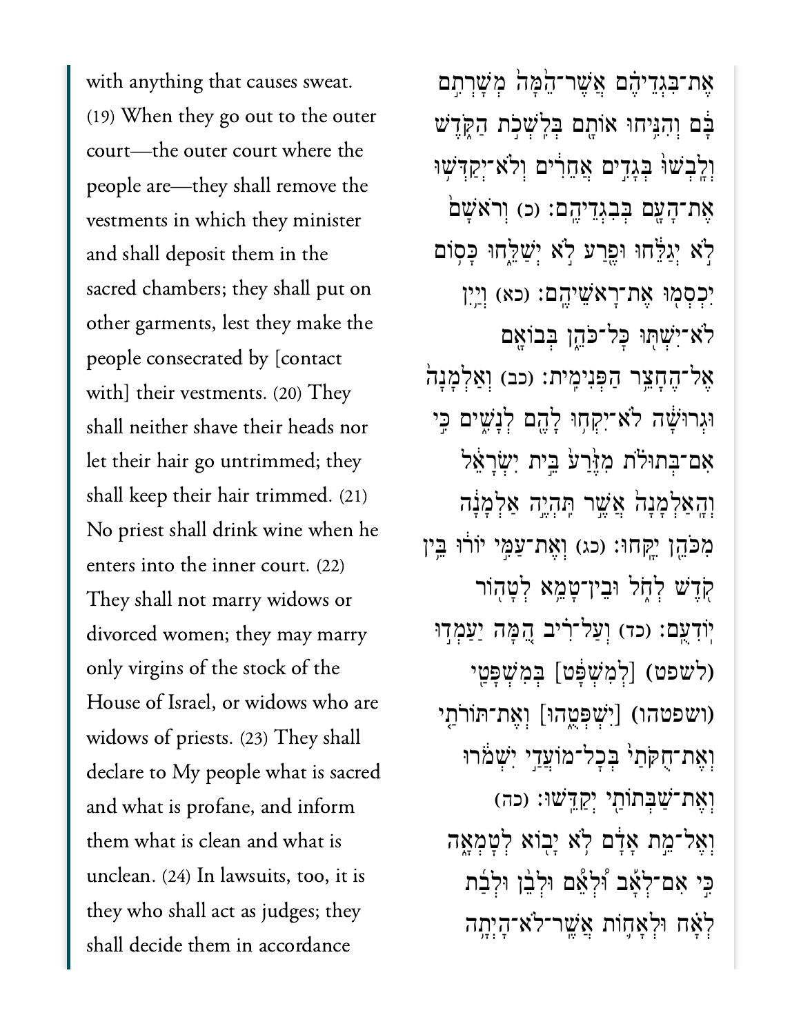with anything that causes sweat. (19) When they go out to the outer court—the outer court where the people are—they shall remove the vestments in which they minister and shall deposit them in the sacred chambers; they shall put on other garments, lest they make the people consecrated by [contact with] their vestments. (20) They shall neither shave their heads nor let their hair go untrimmed; they shall keep their hair trimmed. (21) No priest shall drink wine when he enters into the inner court. (22) They shall not marry widows or divorced women; they may marry only virgins of the stock of the House of Israel, or widows who are widows of priests. (23) They shall declare to My people what is sacred and what is profane, and inform them what is clean and what is unclean. (24) In lawsuits, too, it is they who shall act as judges; they shall decide them in accordance

אֶת־בִּגְדֵיהֶם אֲשֶׁר־הֵמָּה מְשָׁרְתִם בָּם וְהִנִּיחוּ אוֹתָם בְּלִשְׁכֹת הַקֹּדֶשׁ וְלָבְשׁוּ בְּגָדִים אֲחֵרִים וְלֹא־יְקַדְּשׁוּ אֶת־הָעָם בְּבִגְדֵיהֶם׃ (כ) וְרֹאשָׁם לֹא יְגַלֵּחוּ וּפֶרַע לֹא יְשַׁלֵּחוּ כָּסוֹם יִכְסְמוּ אֶת־רָאשֵׁיהֶם׃ (כא) וְיַיִן לֹא־יִשְׁתּוּ כָּל־כֹּהֵן בְּבוֹאָם אֶל־הֶחָצֵר הַפְּנִימִית׃ (כב) וְאַלְמָנָה וּגְרוּשָׁה לֹא־יִקְחוּ לָהֶם לְנָשִׁים כִּי אִם־בְּתוּלֹת מִזֶּרַע בֵּית יִשְׂרָאֵל וְהָאַלְמָנָה אֲשֶׁר תִּהְיֶה אַלְמָנָה מִכֹּהֵן יִקָּחוּ׃ (כג) וְאֶת־עַמִּי יוֹרוּ בֵּין קֹדֶשׁ לְחֹל וּבֵין־טָמֵא לְטָהוֹר יוֹדִעֻם׃ (כד) וְעַל־רִיב הֵמָּה יַעַמְדוּ (לשפט) [לְמִשְׁפָּט] בְּמִשְׁפָּטַי (ושפטהו) [יִשְׁפְּטֻהוּ] וְאֶת־תּוֹרֹתַי וְאֶת־חֻקֹּתַי בְּכָל־מוֹעֲדַי יִשְׁמֹרוּ וְאֶת־שַׁבְּתוֹתַי יְקַדֵּשׁוּ׃ (כה) וְאֶל־מֵת אָדָם לֹא יָבוֹא לְטָמְאָה כִּי אִם־לְאָב וּלְאֵם וּלְבֵן וּלְבַת לְאָח וּלְאָחוֹת אֲשֶׁר־לֹא־הָיְתָה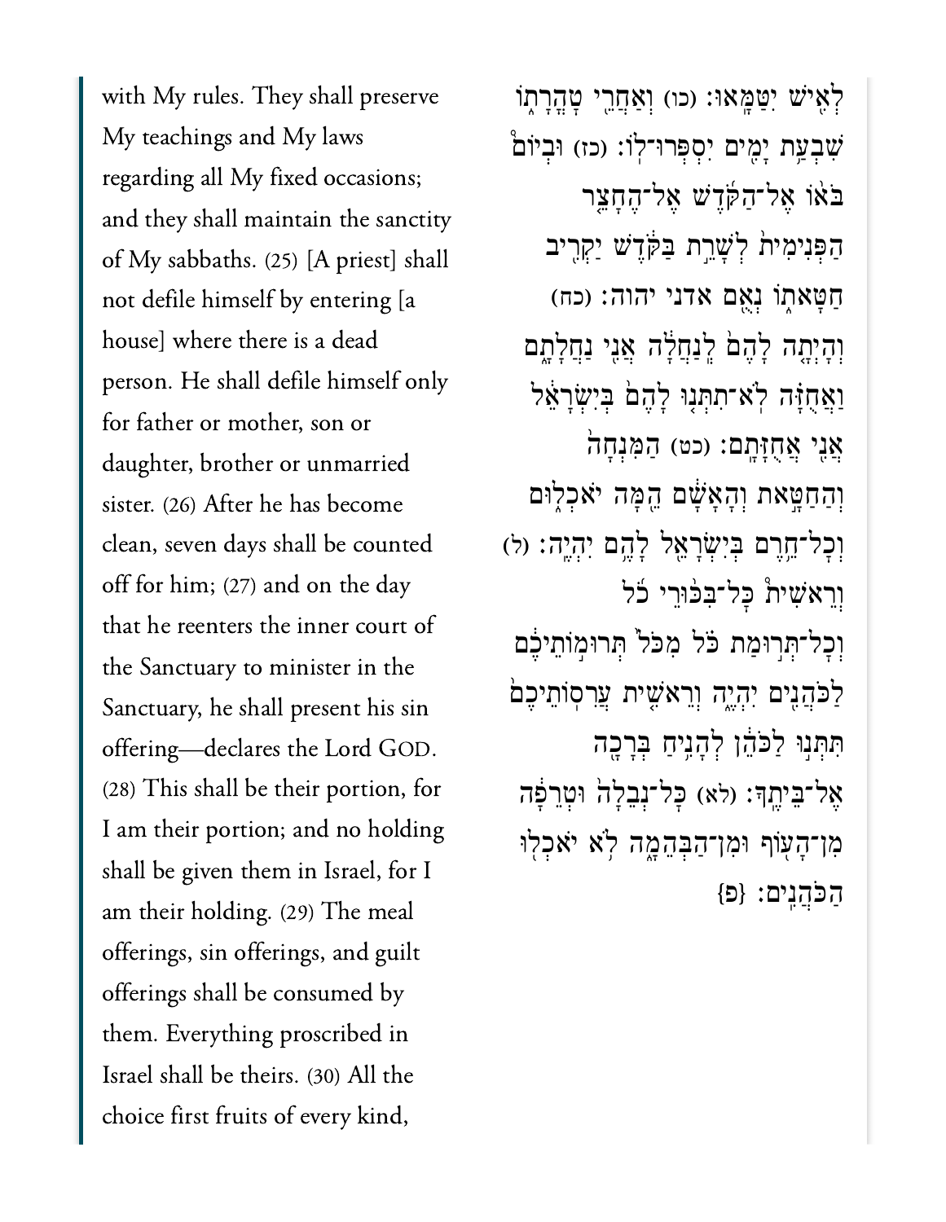with My rules. They shall preserve My teachings and My laws regarding all My fixed occasions; and they shall maintain the sanctity of My sabbaths. (25) [A priest] shall not defile himself by entering [a house] where there is a dead person. He shall defile himself only for father or mother, son or daughter, brother or unmarried sister. (26) After he has become clean, seven days shall be counted off for him; (27) and on the day that he reenters the inner court of the Sanctuary to minister in the Sanctuary, he shall present his sin offering—declares the Lord GOD. (28) This shall be their portion, for I am their portion; and no holding shall be given them in Israel, for I am their holding. (29) The meal offerings, sin offerings, and guilt offerings shall be consumed by them. Everything proscribed in Israel shall be theirs. (30) All the choice first fruits of every kind,

לְאִ֥ישׁ יִטַּמָּֽאוּ׃ (כו) וְאַחֲרֵ֖י טָהֳרָת֑וֹ שִׁבְעַ֥ת יָמִ֖ים יִסְפְּרוּ־לֽוֹ׃ (כז) וּבְיוֹם֩ בֹּא֨וֹ אֶל־הַקֹּ֜דֶשׁ אֶל־הֶחָצֵ֤ר הַפְּנִימִית֙ לְשָׁרֵ֣ת בַּקֹּ֔דֶשׁ יַקְרִ֖יב חַטָּאת֑וֹ נְאֻ֖ם אדני יהוה׃ (כח) וְהָיְתָ֤ה לָהֶם֙ לְֽנַחֲלָ֔ה אֲנִ֖י נַחֲלָתָ֑ם וַאֲחֻזָּ֗ה לֹֽא־תִתְּנ֤וּ לָהֶם֙ בְּיִשְׂרָאֵ֔ל אֲנִ֖י אֲחֻזָּתָֽם׃ (כט) הַמִּנְחָה֙ וְהַחַטָּ֣את וְהָאָשָׁ֔ם הֵ֖מָּה יֹאכְל֑וּם וְכָל־חֵ֥רֶם בְּיִשְׂרָאֵ֖ל לָהֶ֥ם יִהְיֶֽה׃ (ל) וְרֵאשִׁית֩ כָּל־בִּכּ֨וּרֵי כֹ֜ל וְכָל־תְּר֣וּמַת כֹּ֗ל מִכֹּל֙ תְּרוּמֹ֣תֵיכֶ֔ם לַכֹּהֲנִ֖ים יִהְיֶ֑ה וְרֵאשִׁ֤ית עֲרִסוֹתֵיכֶם֙ תִּתְּנ֣וּ לַכֹּהֵ֔ן לְהָנִ֥יחַ בְּרָכָ֖ה אֶל־בֵּיתֶֽךָ׃ (לא) כָּל־נְבֵלָה֙ וּטְרֵפָ֔ה מִן־הָע֖וֹף וּמִן־הַבְּהֵמָ֑ה לֹ֥א יֹאכְל֖וּ הַכֹּהֲנִֽים׃ {פ}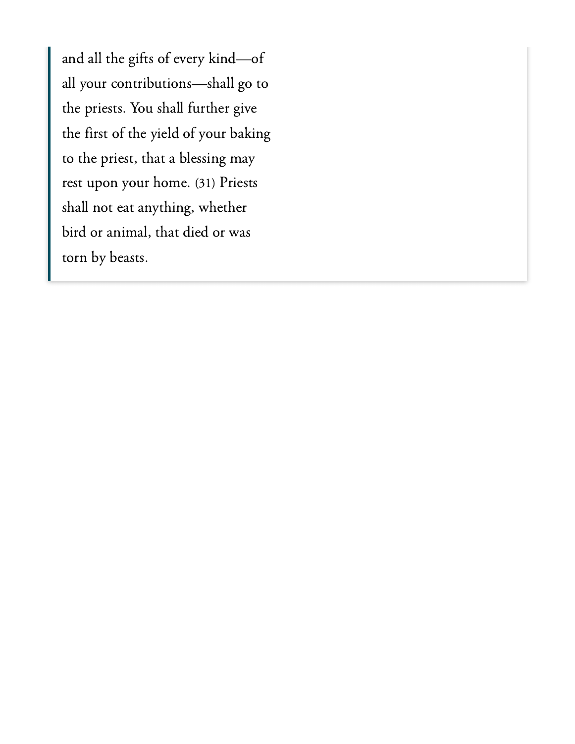> and all the gifts of every kind—of all your contributions—shall go to the priests. You shall further give the first of the yield of your baking to the priest, that a blessing may rest upon your home. (31) Priests shall not eat anything, whether bird or animal, that died or was torn by beasts.